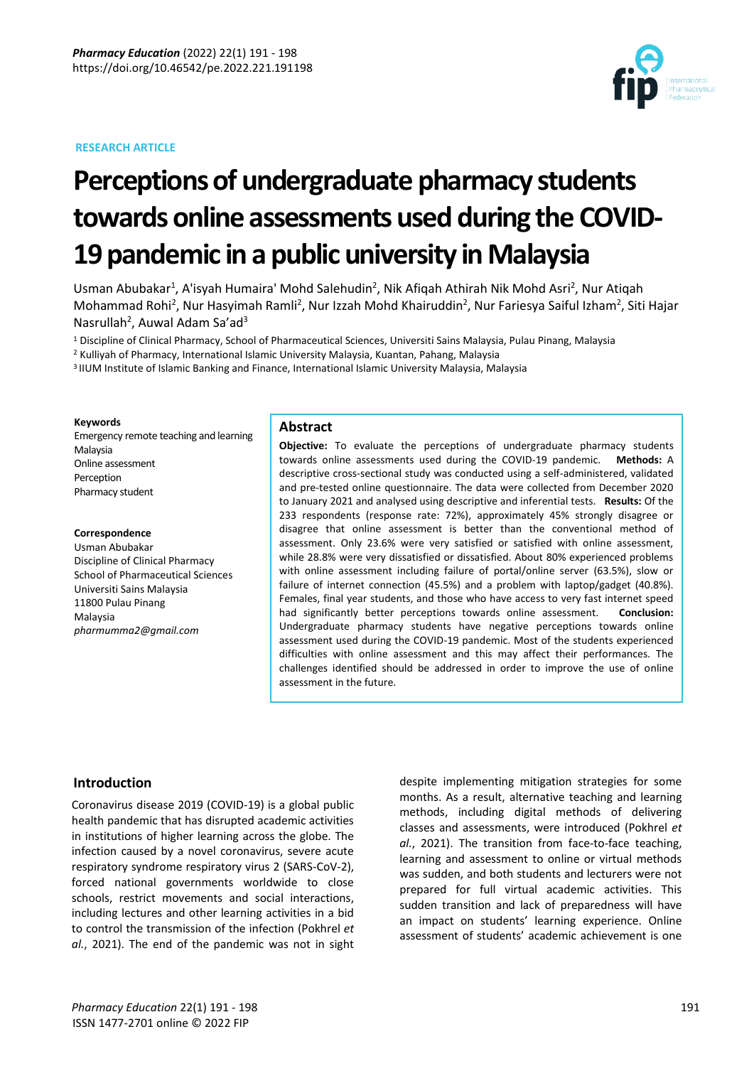RESEARCH ARTICLE

# Perceptions of undergraduate pharmacy students towards online assessments used during the COVID-19 pandemic in a public university in Malaysia

Usman Abubakar[1], A'isyah Humaira' Mohd Salehudin[2], Nik Afiqah Athirah Nik Mohd Asri[2], Nur Atiqah Mohammad Rohi[2], Nur Hasyimah Ramli[2], Nur Izzah Mohd Khairuddin[2], Nur Fariesya Saiful Izham[2], Siti Hajar Nasrullah[2], Auwal Adam Sa'ad[3]

[1] Discipline of Clinical Pharmacy, School of Pharmaceutical Sciences, Universiti Sains Malaysia, Pulau Pinang, Malaysia
[2] Kulliyah of Pharmacy, International Islamic University Malaysia, Kuantan, Pahang, Malaysia
[3] IIUM Institute of Islamic Banking and Finance, International Islamic University Malaysia, Malaysia

**Keywords**
Emergency remote teaching and learning
Malaysia
Online assessment
Perception
Pharmacy student

**Correspondence**
Usman Abubakar
Discipline of Clinical Pharmacy
School of Pharmaceutical Sciences
Universiti Sains Malaysia
11800 Pulau Pinang
Malaysia
*pharmumma2@gmail.com*

## Abstract

**Objective:** To evaluate the perceptions of undergraduate pharmacy students towards online assessments used during the COVID-19 pandemic. **Methods:** A descriptive cross-sectional study was conducted using a self-administered, validated and pre-tested online questionnaire. The data were collected from December 2020 to January 2021 and analysed using descriptive and inferential tests. **Results:** Of the 233 respondents (response rate: 72%), approximately 45% strongly disagree or disagree that online assessment is better than the conventional method of assessment. Only 23.6% were very satisfied or satisfied with online assessment, while 28.8% were very dissatisfied or dissatisfied. About 80% experienced problems with online assessment including failure of portal/online server (63.5%), slow or failure of internet connection (45.5%) and a problem with laptop/gadget (40.8%). Females, final year students, and those who have access to very fast internet speed had significantly better perceptions towards online assessment. **Conclusion:** Undergraduate pharmacy students have negative perceptions towards online assessment used during the COVID-19 pandemic. Most of the students experienced difficulties with online assessment and this may affect their performances. The challenges identified should be addressed in order to improve the use of online assessment in the future.

## Introduction

Coronavirus disease 2019 (COVID-19) is a global public health pandemic that has disrupted academic activities in institutions of higher learning across the globe. The infection caused by a novel coronavirus, severe acute respiratory syndrome respiratory virus 2 (SARS-CoV-2), forced national governments worldwide to close schools, restrict movements and social interactions, including lectures and other learning activities in a bid to control the transmission of the infection (Pokhrel *et al.*, 2021). The end of the pandemic was not in sight despite implementing mitigation strategies for some months. As a result, alternative teaching and learning methods, including digital methods of delivering classes and assessments, were introduced (Pokhrel *et al.*, 2021). The transition from face-to-face teaching, learning and assessment to online or virtual methods was sudden, and both students and lecturers were not prepared for full virtual academic activities. This sudden transition and lack of preparedness will have an impact on students' learning experience. Online assessment of students' academic achievement is one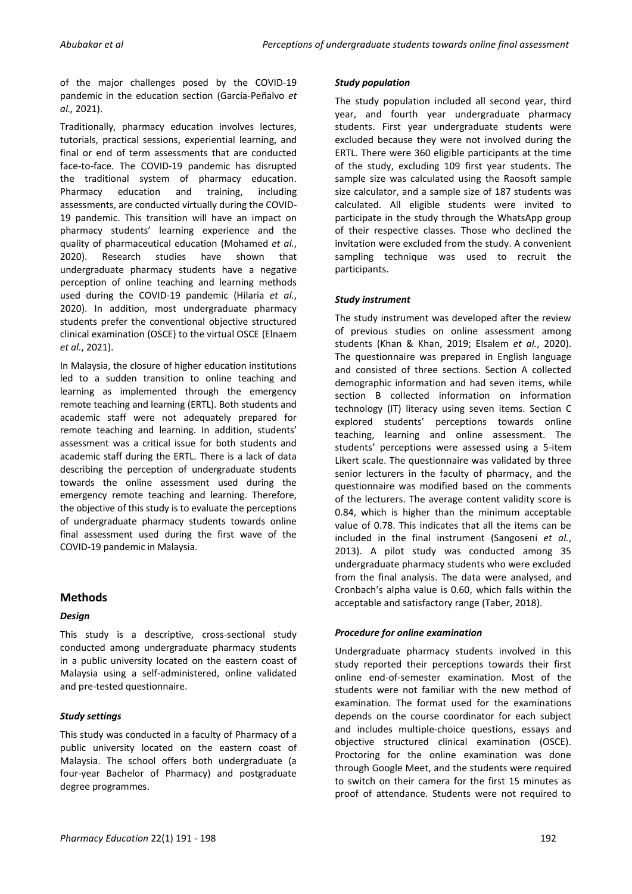of the major challenges posed by the COVID-19 pandemic in the education section (García-Peñalvo *et al.,* 2021).

Traditionally, pharmacy education involves lectures, tutorials, practical sessions, experiential learning, and final or end of term assessments that are conducted face-to-face. The COVID-19 pandemic has disrupted the traditional system of pharmacy education. Pharmacy education and training, including assessments, are conducted virtually during the COVID-19 pandemic. This transition will have an impact on pharmacy students' learning experience and the quality of pharmaceutical education (Mohamed *et al.*, 2020). Research studies have shown that undergraduate pharmacy students have a negative perception of online teaching and learning methods used during the COVID-19 pandemic (Hilaria *et al.*, 2020). In addition, most undergraduate pharmacy students prefer the conventional objective structured clinical examination (OSCE) to the virtual OSCE (Elnaem *et al.*, 2021).

In Malaysia, the closure of higher education institutions led to a sudden transition to online teaching and learning as implemented through the emergency remote teaching and learning (ERTL). Both students and academic staff were not adequately prepared for remote teaching and learning. In addition, students' assessment was a critical issue for both students and academic staff during the ERTL. There is a lack of data describing the perception of undergraduate students towards the online assessment used during the emergency remote teaching and learning. Therefore, the objective of this study is to evaluate the perceptions of undergraduate pharmacy students towards online final assessment used during the first wave of the COVID-19 pandemic in Malaysia.

## Methods

### *Design*

This study is a descriptive, cross-sectional study conducted among undergraduate pharmacy students in a public university located on the eastern coast of Malaysia using a self-administered, online validated and pre-tested questionnaire.

### *Study settings*

This study was conducted in a faculty of Pharmacy of a public university located on the eastern coast of Malaysia. The school offers both undergraduate (a four-year Bachelor of Pharmacy) and postgraduate degree programmes.

### *Study population*

The study population included all second year, third year, and fourth year undergraduate pharmacy students. First year undergraduate students were excluded because they were not involved during the ERTL. There were 360 eligible participants at the time of the study, excluding 109 first year students. The sample size was calculated using the Raosoft sample size calculator, and a sample size of 187 students was calculated. All eligible students were invited to participate in the study through the WhatsApp group of their respective classes. Those who declined the invitation were excluded from the study. A convenient sampling technique was used to recruit the participants.

### *Study instrument*

The study instrument was developed after the review of previous studies on online assessment among students (Khan & Khan, 2019; Elsalem *et al.*, 2020). The questionnaire was prepared in English language and consisted of three sections. Section A collected demographic information and had seven items, while section B collected information on information technology (IT) literacy using seven items. Section C explored students' perceptions towards online teaching, learning and online assessment. The students' perceptions were assessed using a 5-item Likert scale. The questionnaire was validated by three senior lecturers in the faculty of pharmacy, and the questionnaire was modified based on the comments of the lecturers. The average content validity score is 0.84, which is higher than the minimum acceptable value of 0.78. This indicates that all the items can be included in the final instrument (Sangoseni *et al.*, 2013). A pilot study was conducted among 35 undergraduate pharmacy students who were excluded from the final analysis. The data were analysed, and Cronbach's alpha value is 0.60, which falls within the acceptable and satisfactory range (Taber, 2018).

### *Procedure for online examination*

Undergraduate pharmacy students involved in this study reported their perceptions towards their first online end-of-semester examination. Most of the students were not familiar with the new method of examination. The format used for the examinations depends on the course coordinator for each subject and includes multiple-choice questions, essays and objective structured clinical examination (OSCE). Proctoring for the online examination was done through Google Meet, and the students were required to switch on their camera for the first 15 minutes as proof of attendance. Students were not required to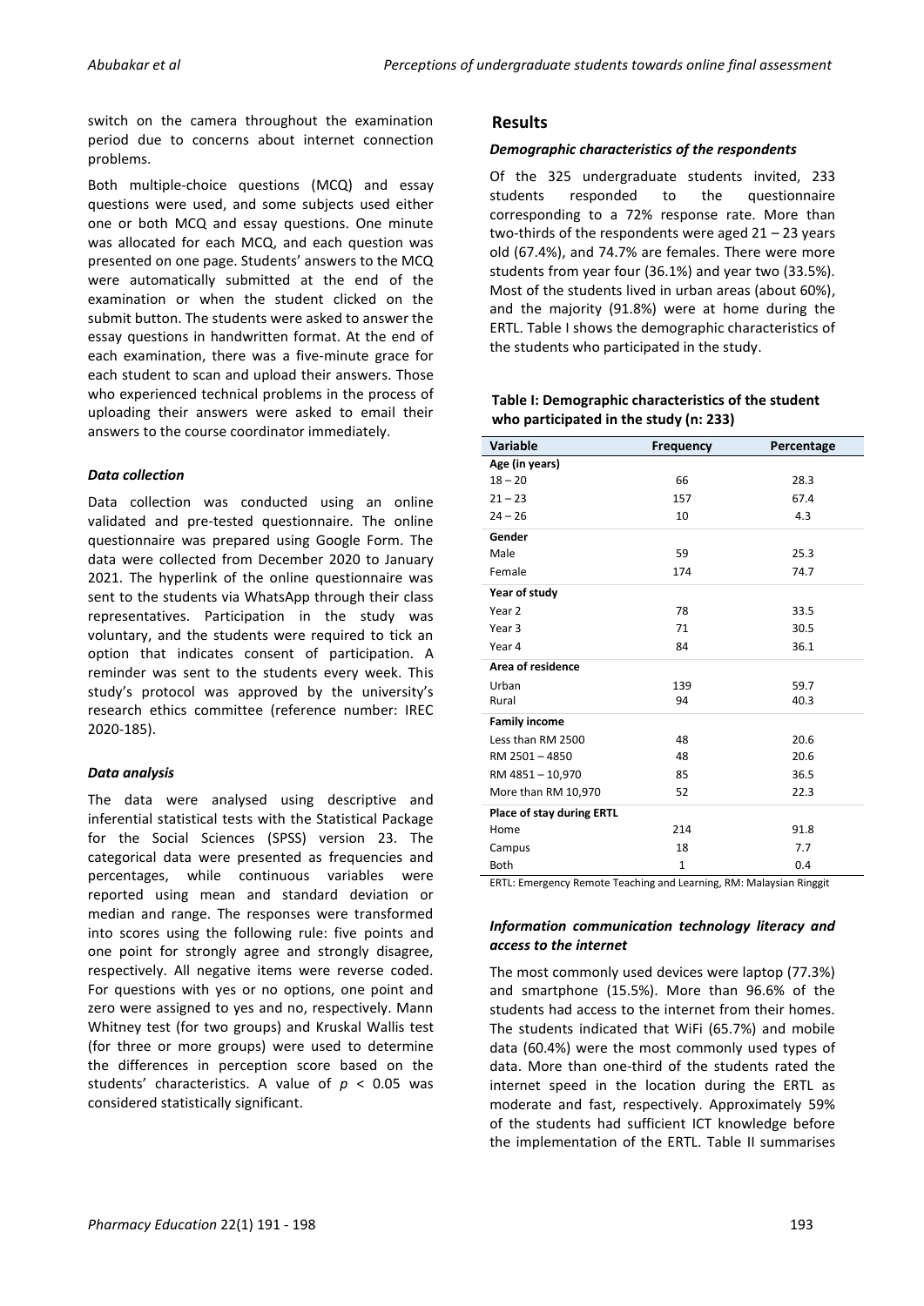switch on the camera throughout the examination period due to concerns about internet connection problems.

Both multiple-choice questions (MCQ) and essay questions were used, and some subjects used either one or both MCQ and essay questions. One minute was allocated for each MCQ, and each question was presented on one page. Students' answers to the MCQ were automatically submitted at the end of the examination or when the student clicked on the submit button. The students were asked to answer the essay questions in handwritten format. At the end of each examination, there was a five-minute grace for each student to scan and upload their answers. Those who experienced technical problems in the process of uploading their answers were asked to email their answers to the course coordinator immediately.

### *Data collection*

Data collection was conducted using an online validated and pre-tested questionnaire. The online questionnaire was prepared using Google Form. The data were collected from December 2020 to January 2021. The hyperlink of the online questionnaire was sent to the students via WhatsApp through their class representatives. Participation in the study was voluntary, and the students were required to tick an option that indicates consent of participation. A reminder was sent to the students every week. This study's protocol was approved by the university's research ethics committee (reference number: IREC 2020-185).

### *Data analysis*

The data were analysed using descriptive and inferential statistical tests with the Statistical Package for the Social Sciences (SPSS) version 23. The categorical data were presented as frequencies and percentages, while continuous variables were reported using mean and standard deviation or median and range. The responses were transformed into scores using the following rule: five points and one point for strongly agree and strongly disagree, respectively. All negative items were reverse coded. For questions with yes or no options, one point and zero were assigned to yes and no, respectively. Mann Whitney test (for two groups) and Kruskal Wallis test (for three or more groups) were used to determine the differences in perception score based on the students' characteristics. A value of $p < 0.05$ was considered statistically significant.

## Results

### *Demographic characteristics of the respondents*

Of the 325 undergraduate students invited, 233 students responded to the questionnaire corresponding to a 72% response rate. More than two-thirds of the respondents were aged 21 – 23 years old (67.4%), and 74.7% are females. There were more students from year four (36.1%) and year two (33.5%). Most of the students lived in urban areas (about 60%), and the majority (91.8%) were at home during the ERTL. Table I shows the demographic characteristics of the students who participated in the study.

**Table I: Demographic characteristics of the student who participated in the study (n: 233)**

| Variable | Frequency | Percentage |
|---|---|---|
| **Age (in years)** | | |
| 18 – 20 | 66 | 28.3 |
| 21 – 23 | 157 | 67.4 |
| 24 – 26 | 10 | 4.3 |
| **Gender** | | |
| Male | 59 | 25.3 |
| Female | 174 | 74.7 |
| **Year of study** | | |
| Year 2 | 78 | 33.5 |
| Year 3 | 71 | 30.5 |
| Year 4 | 84 | 36.1 |
| **Area of residence** | | |
| Urban | 139 | 59.7 |
| Rural | 94 | 40.3 |
| **Family income** | | |
| Less than RM 2500 | 48 | 20.6 |
| RM 2501 – 4850 | 48 | 20.6 |
| RM 4851 – 10,970 | 85 | 36.5 |
| More than RM 10,970 | 52 | 22.3 |
| **Place of stay during ERTL** | | |
| Home | 214 | 91.8 |
| Campus | 18 | 7.7 |
| Both | 1 | 0.4 |

ERTL: Emergency Remote Teaching and Learning, RM: Malaysian Ringgit

### *Information communication technology literacy and access to the internet*

The most commonly used devices were laptop (77.3%) and smartphone (15.5%). More than 96.6% of the students had access to the internet from their homes. The students indicated that WiFi (65.7%) and mobile data (60.4%) were the most commonly used types of data. More than one-third of the students rated the internet speed in the location during the ERTL as moderate and fast, respectively. Approximately 59% of the students had sufficient ICT knowledge before the implementation of the ERTL. Table II summarises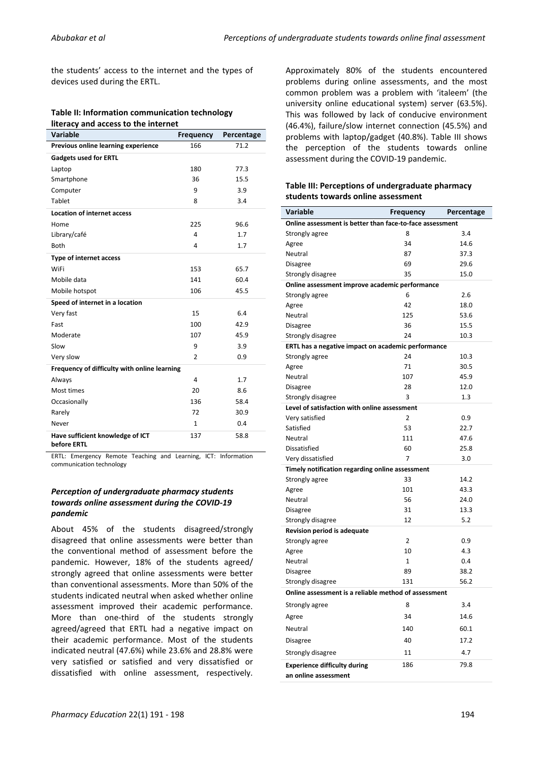the students' access to the internet and the types of devices used during the ERTL.

**Table II: Information communication technology literacy and access to the internet**

| Variable | Frequency | Percentage |
|---|---|---|
| **Previous online learning experience** | 166 | 71.2 |
| **Gadgets used for ERTL** | | |
| Laptop | 180 | 77.3 |
| Smartphone | 36 | 15.5 |
| Computer | 9 | 3.9 |
| Tablet | 8 | 3.4 |
| **Location of internet access** | | |
| Home | 225 | 96.6 |
| Library/café | 4 | 1.7 |
| Both | 4 | 1.7 |
| **Type of internet access** | | |
| WiFi | 153 | 65.7 |
| Mobile data | 141 | 60.4 |
| Mobile hotspot | 106 | 45.5 |
| **Speed of internet in a location** | | |
| Very fast | 15 | 6.4 |
| Fast | 100 | 42.9 |
| Moderate | 107 | 45.9 |
| Slow | 9 | 3.9 |
| Very slow | 2 | 0.9 |
| **Frequency of difficulty with online learning** | | |
| Always | 4 | 1.7 |
| Most times | 20 | 8.6 |
| Occasionally | 136 | 58.4 |
| Rarely | 72 | 30.9 |
| Never | 1 | 0.4 |
| **Have sufficient knowledge of ICT before ERTL** | 137 | 58.8 |

ERTL: Emergency Remote Teaching and Learning, ICT: Information communication technology

### *Perception of undergraduate pharmacy students towards online assessment during the COVID-19 pandemic*

About 45% of the students disagreed/strongly disagreed that online assessments were better than the conventional method of assessment before the pandemic. However, 18% of the students agreed/strongly agreed that online assessments were better than conventional assessments. More than 50% of the students indicated neutral when asked whether online assessment improved their academic performance. More than one-third of the students strongly agreed/agreed that ERTL had a negative impact on their academic performance. Most of the students indicated neutral (47.6%) while 23.6% and 28.8% were very satisfied or satisfied and very dissatisfied or dissatisfied with online assessment, respectively. Approximately 80% of the students encountered problems during online assessments, and the most common problem was a problem with 'italeem' (the university online educational system) server (63.5%). This was followed by lack of conducive environment (46.4%), failure/slow internet connection (45.5%) and problems with laptop/gadget (40.8%). Table III shows the perception of the students towards online assessment during the COVID-19 pandemic.

**Table III: Perceptions of undergraduate pharmacy students towards online assessment**

| Variable | Frequency | Percentage |
|---|---|---|
| **Online assessment is better than face-to-face assessment** | | |
| Strongly agree | 8 | 3.4 |
| Agree | 34 | 14.6 |
| Neutral | 87 | 37.3 |
| Disagree | 69 | 29.6 |
| Strongly disagree | 35 | 15.0 |
| **Online assessment improve academic performance** | | |
| Strongly agree | 6 | 2.6 |
| Agree | 42 | 18.0 |
| Neutral | 125 | 53.6 |
| Disagree | 36 | 15.5 |
| Strongly disagree | 24 | 10.3 |
| **ERTL has a negative impact on academic performance** | | |
| Strongly agree | 24 | 10.3 |
| Agree | 71 | 30.5 |
| Neutral | 107 | 45.9 |
| Disagree | 28 | 12.0 |
| Strongly disagree | 3 | 1.3 |
| **Level of satisfaction with online assessment** | | |
| Very satisfied | 2 | 0.9 |
| Satisfied | 53 | 22.7 |
| Neutral | 111 | 47.6 |
| Dissatisfied | 60 | 25.8 |
| Very dissatisfied | 7 | 3.0 |
| **Timely notification regarding online assessment** | | |
| Strongly agree | 33 | 14.2 |
| Agree | 101 | 43.3 |
| Neutral | 56 | 24.0 |
| Disagree | 31 | 13.3 |
| Strongly disagree | 12 | 5.2 |
| **Revision period is adequate** | | |
| Strongly agree | 2 | 0.9 |
| Agree | 10 | 4.3 |
| Neutral | 1 | 0.4 |
| Disagree | 89 | 38.2 |
| Strongly disagree | 131 | 56.2 |
| **Online assessment is a reliable method of assessment** | | |
| Strongly agree | 8 | 3.4 |
| Agree | 34 | 14.6 |
| Neutral | 140 | 60.1 |
| Disagree | 40 | 17.2 |
| Strongly disagree | 11 | 4.7 |
| **Experience difficulty during an online assessment** | 186 | 79.8 |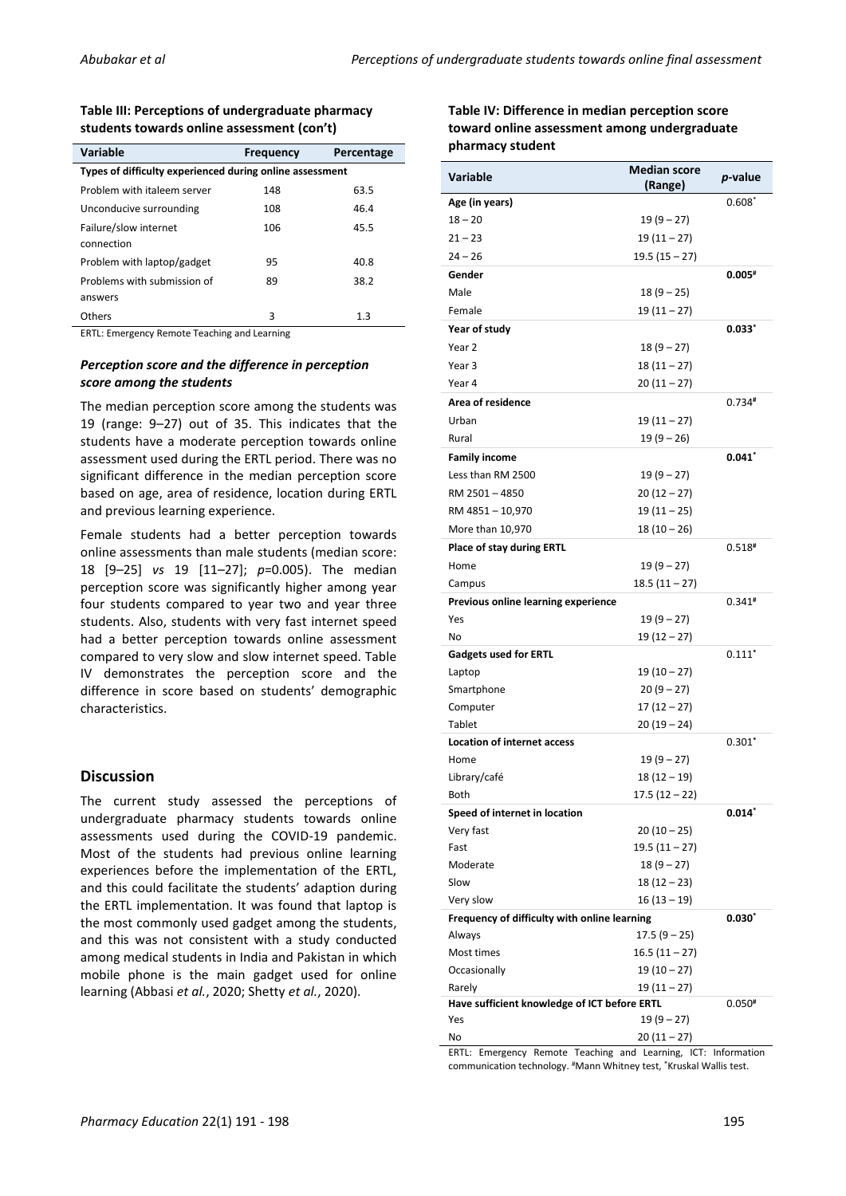**Table III: Perceptions of undergraduate pharmacy students towards online assessment (con't)**

| Variable | Frequency | Percentage |
|---|---|---|
| **Types of difficulty experienced during online assessment** | | |
| Problem with italeem server | 148 | 63.5 |
| Unconducive surrounding | 108 | 46.4 |
| Failure/slow internet connection | 106 | 45.5 |
| Problem with laptop/gadget | 95 | 40.8 |
| Problems with submission of answers | 89 | 38.2 |
| Others | 3 | 1.3 |

ERTL: Emergency Remote Teaching and Learning

### *Perception score and the difference in perception score among the students*

The median perception score among the students was 19 (range: 9–27) out of 35. This indicates that the students have a moderate perception towards online assessment used during the ERTL period. There was no significant difference in the median perception score based on age, area of residence, location during ERTL and previous learning experience.

Female students had a better perception towards online assessments than male students (median score: 18 [9–25] *vs* 19 [11–27]; *p*=0.005). The median perception score was significantly higher among year four students compared to year two and year three students. Also, students with very fast internet speed had a better perception towards online assessment compared to very slow and slow internet speed. Table IV demonstrates the perception score and the difference in score based on students' demographic characteristics.

## Discussion

The current study assessed the perceptions of undergraduate pharmacy students towards online assessments used during the COVID-19 pandemic. Most of the students had previous online learning experiences before the implementation of the ERTL, and this could facilitate the students' adaption during the ERTL implementation. It was found that laptop is the most commonly used gadget among the students, and this was not consistent with a study conducted among medical students in India and Pakistan in which mobile phone is the main gadget used for online learning (Abbasi *et al.*, 2020; Shetty *et al.*, 2020).

**Table IV: Difference in median perception score toward online assessment among undergraduate pharmacy student**

| Variable | Median score (Range) | *p*-value |
|---|---|---|
| **Age (in years)** | | 0.608* |
| 18 – 20 | 19 (9 – 27) | |
| 21 – 23 | 19 (11 – 27) | |
| 24 – 26 | 19.5 (15 – 27) | |
| **Gender** | | **0.005#** |
| Male | 18 (9 – 25) | |
| Female | 19 (11 – 27) | |
| **Year of study** | | **0.033*** |
| Year 2 | 18 (9 – 27) | |
| Year 3 | 18 (11 – 27) | |
| Year 4 | 20 (11 – 27) | |
| **Area of residence** | | 0.734# |
| Urban | 19 (11 – 27) | |
| Rural | 19 (9 – 26) | |
| **Family income** | | **0.041*** |
| Less than RM 2500 | 19 (9 – 27) | |
| RM 2501 – 4850 | 20 (12 – 27) | |
| RM 4851 – 10,970 | 19 (11 – 25) | |
| More than 10,970 | 18 (10 – 26) | |
| **Place of stay during ERTL** | | 0.518# |
| Home | 19 (9 – 27) | |
| Campus | 18.5 (11 – 27) | |
| **Previous online learning experience** | | 0.341# |
| Yes | 19 (9 – 27) | |
| No | 19 (12 – 27) | |
| **Gadgets used for ERTL** | | 0.111* |
| Laptop | 19 (10 – 27) | |
| Smartphone | 20 (9 – 27) | |
| Computer | 17 (12 – 27) | |
| Tablet | 20 (19 – 24) | |
| **Location of internet access** | | 0.301* |
| Home | 19 (9 – 27) | |
| Library/café | 18 (12 – 19) | |
| Both | 17.5 (12 – 22) | |
| **Speed of internet in location** | | **0.014*** |
| Very fast | 20 (10 – 25) | |
| Fast | 19.5 (11 – 27) | |
| Moderate | 18 (9 – 27) | |
| Slow | 18 (12 – 23) | |
| Very slow | 16 (13 – 19) | |
| **Frequency of difficulty with online learning** | | **0.030*** |
| Always | 17.5 (9 – 25) | |
| Most times | 16.5 (11 – 27) | |
| Occasionally | 19 (10 – 27) | |
| Rarely | 19 (11 – 27) | |
| **Have sufficient knowledge of ICT before ERTL** | | 0.050# |
| Yes | 19 (9 – 27) | |
| No | 20 (11 – 27) | |

ERTL: Emergency Remote Teaching and Learning, ICT: Information communication technology. #Mann Whitney test, *Kruskal Wallis test.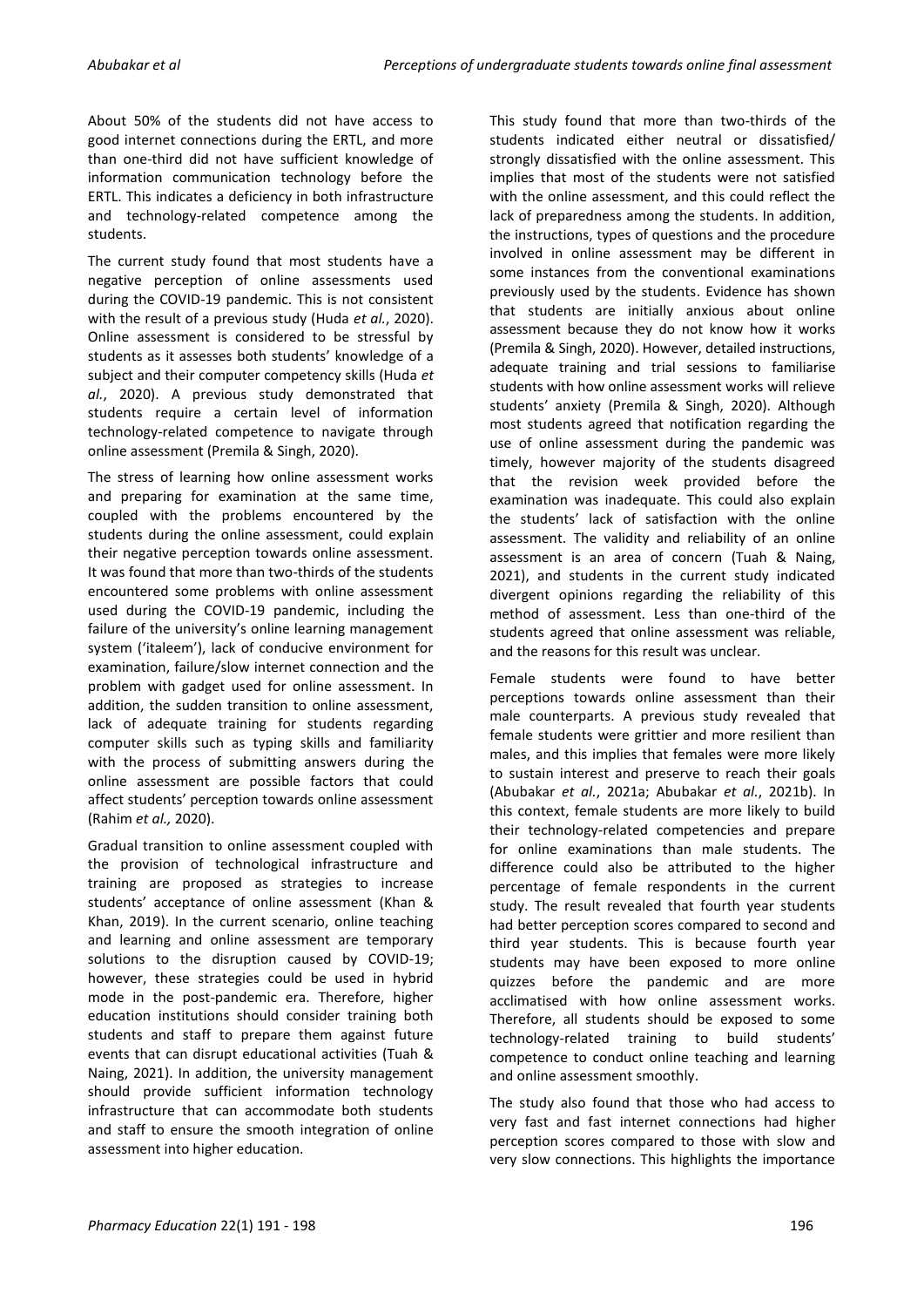About 50% of the students did not have access to good internet connections during the ERTL, and more than one-third did not have sufficient knowledge of information communication technology before the ERTL. This indicates a deficiency in both infrastructure and technology-related competence among the students.

The current study found that most students have a negative perception of online assessments used during the COVID-19 pandemic. This is not consistent with the result of a previous study (Huda *et al.*, 2020). Online assessment is considered to be stressful by students as it assesses both students' knowledge of a subject and their computer competency skills (Huda *et al.*, 2020). A previous study demonstrated that students require a certain level of information technology-related competence to navigate through online assessment (Premila & Singh, 2020).

The stress of learning how online assessment works and preparing for examination at the same time, coupled with the problems encountered by the students during the online assessment, could explain their negative perception towards online assessment. It was found that more than two-thirds of the students encountered some problems with online assessment used during the COVID-19 pandemic, including the failure of the university's online learning management system ('italeem'), lack of conducive environment for examination, failure/slow internet connection and the problem with gadget used for online assessment. In addition, the sudden transition to online assessment, lack of adequate training for students regarding computer skills such as typing skills and familiarity with the process of submitting answers during the online assessment are possible factors that could affect students' perception towards online assessment (Rahim *et al.,* 2020).

Gradual transition to online assessment coupled with the provision of technological infrastructure and training are proposed as strategies to increase students' acceptance of online assessment (Khan & Khan, 2019). In the current scenario, online teaching and learning and online assessment are temporary solutions to the disruption caused by COVID-19; however, these strategies could be used in hybrid mode in the post-pandemic era. Therefore, higher education institutions should consider training both students and staff to prepare them against future events that can disrupt educational activities (Tuah & Naing, 2021). In addition, the university management should provide sufficient information technology infrastructure that can accommodate both students and staff to ensure the smooth integration of online assessment into higher education.

This study found that more than two-thirds of the students indicated either neutral or dissatisfied/ strongly dissatisfied with the online assessment. This implies that most of the students were not satisfied with the online assessment, and this could reflect the lack of preparedness among the students. In addition, the instructions, types of questions and the procedure involved in online assessment may be different in some instances from the conventional examinations previously used by the students. Evidence has shown that students are initially anxious about online assessment because they do not know how it works (Premila & Singh, 2020). However, detailed instructions, adequate training and trial sessions to familiarise students with how online assessment works will relieve students' anxiety (Premila & Singh, 2020). Although most students agreed that notification regarding the use of online assessment during the pandemic was timely, however majority of the students disagreed that the revision week provided before the examination was inadequate. This could also explain the students' lack of satisfaction with the online assessment. The validity and reliability of an online assessment is an area of concern (Tuah & Naing, 2021), and students in the current study indicated divergent opinions regarding the reliability of this method of assessment. Less than one-third of the students agreed that online assessment was reliable, and the reasons for this result was unclear.

Female students were found to have better perceptions towards online assessment than their male counterparts. A previous study revealed that female students were grittier and more resilient than males, and this implies that females were more likely to sustain interest and preserve to reach their goals (Abubakar *et al.*, 2021a; Abubakar *et al.*, 2021b). In this context, female students are more likely to build their technology-related competencies and prepare for online examinations than male students. The difference could also be attributed to the higher percentage of female respondents in the current study. The result revealed that fourth year students had better perception scores compared to second and third year students. This is because fourth year students may have been exposed to more online quizzes before the pandemic and are more acclimatised with how online assessment works. Therefore, all students should be exposed to some technology-related training to build students' competence to conduct online teaching and learning and online assessment smoothly.

The study also found that those who had access to very fast and fast internet connections had higher perception scores compared to those with slow and very slow connections. This highlights the importance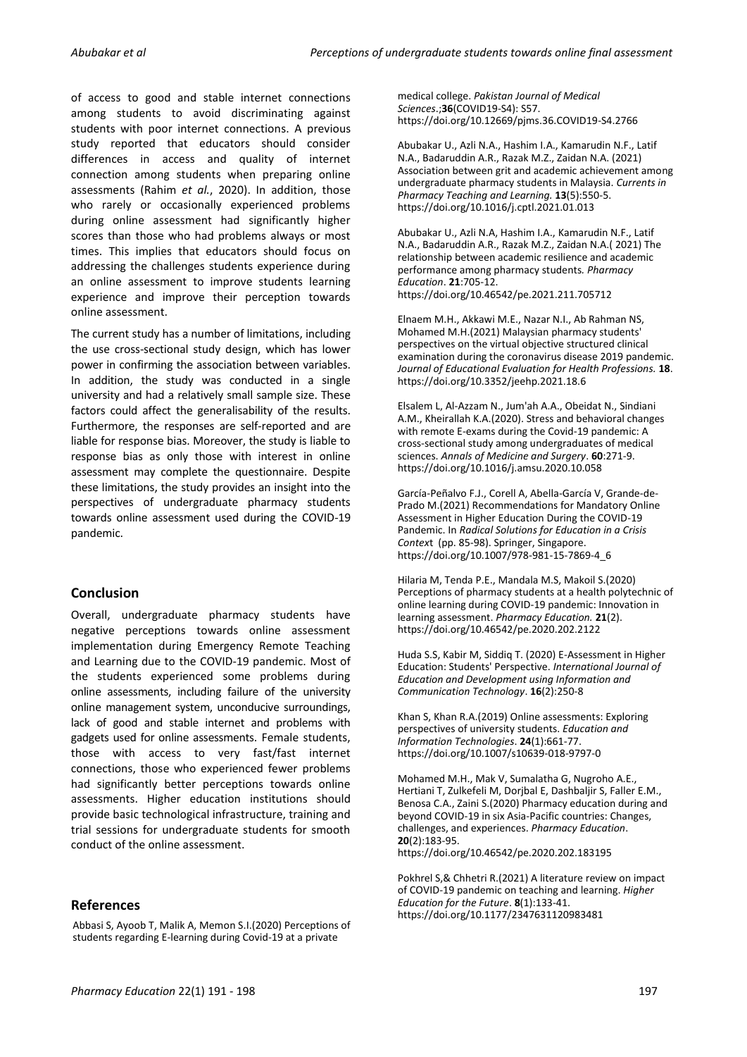of access to good and stable internet connections among students to avoid discriminating against students with poor internet connections. A previous study reported that educators should consider differences in access and quality of internet connection among students when preparing online assessments (Rahim *et al.*, 2020). In addition, those who rarely or occasionally experienced problems during online assessment had significantly higher scores than those who had problems always or most times. This implies that educators should focus on addressing the challenges students experience during an online assessment to improve students learning experience and improve their perception towards online assessment.

The current study has a number of limitations, including the use cross-sectional study design, which has lower power in confirming the association between variables. In addition, the study was conducted in a single university and had a relatively small sample size. These factors could affect the generalisability of the results. Furthermore, the responses are self-reported and are liable for response bias. Moreover, the study is liable to response bias as only those with interest in online assessment may complete the questionnaire. Despite these limitations, the study provides an insight into the perspectives of undergraduate pharmacy students towards online assessment used during the COVID-19 pandemic.

## Conclusion

Overall, undergraduate pharmacy students have negative perceptions towards online assessment implementation during Emergency Remote Teaching and Learning due to the COVID-19 pandemic. Most of the students experienced some problems during online assessments, including failure of the university online management system, unconducive surroundings, lack of good and stable internet and problems with gadgets used for online assessments. Female students, those with access to very fast/fast internet connections, those who experienced fewer problems had significantly better perceptions towards online assessments. Higher education institutions should provide basic technological infrastructure, training and trial sessions for undergraduate students for smooth conduct of the online assessment.

## References

Abbasi S, Ayoob T, Malik A, Memon S.I.(2020) Perceptions of students regarding E-learning during Covid-19 at a private medical college. *Pakistan Journal of Medical Sciences*.;**36**(COVID19-S4): S57. https://doi.org/10.12669/pjms.36.COVID19-S4.2766

Abubakar U., Azli N.A., Hashim I.A., Kamarudin N.F., Latif N.A., Badaruddin A.R., Razak M.Z., Zaidan N.A. (2021) Association between grit and academic achievement among undergraduate pharmacy students in Malaysia. *Currents in Pharmacy Teaching and Learning.* **13**(5):550-5. https://doi.org/10.1016/j.cptl.2021.01.013

Abubakar U., Azli N.A, Hashim I.A., Kamarudin N.F., Latif N.A., Badaruddin A.R., Razak M.Z., Zaidan N.A.( 2021) The relationship between academic resilience and academic performance among pharmacy students*. Pharmacy Education*. **21**:705-12. https://doi.org/10.46542/pe.2021.211.705712

Elnaem M.H., Akkawi M.E., Nazar N.I., Ab Rahman NS, Mohamed M.H.(2021) Malaysian pharmacy students' perspectives on the virtual objective structured clinical examination during the coronavirus disease 2019 pandemic. *Journal of Educational Evaluation for Health Professions.* **18**. https://doi.org/10.3352/jeehp.2021.18.6

Elsalem L, Al-Azzam N., Jum'ah A.A., Obeidat N., Sindiani A.M., Kheirallah K.A.(2020). Stress and behavioral changes with remote E-exams during the Covid-19 pandemic: A cross-sectional study among undergraduates of medical sciences. *Annals of Medicine and Surgery*. **60**:271-9. https://doi.org/10.1016/j.amsu.2020.10.058

García-Peñalvo F.J., Corell A, Abella-García V, Grande-de-Prado M.(2021) Recommendations for Mandatory Online Assessment in Higher Education During the COVID-19 Pandemic. In *Radical Solutions for Education in a Crisis Contex*t (pp. 85-98). Springer, Singapore. https://doi.org/10.1007/978-981-15-7869-4_6

Hilaria M, Tenda P.E., Mandala M.S, Makoil S.(2020) Perceptions of pharmacy students at a health polytechnic of online learning during COVID-19 pandemic: Innovation in learning assessment. *Pharmacy Education.* **21**(2). https://doi.org/10.46542/pe.2020.202.2122

Huda S.S, Kabir M, Siddiq T. (2020) E-Assessment in Higher Education: Students' Perspective. *International Journal of Education and Development using Information and Communication Technology*. **16**(2):250-8

Khan S, Khan R.A.(2019) Online assessments: Exploring perspectives of university students. *Education and Information Technologies*. **24**(1):661-77. https://doi.org/10.1007/s10639-018-9797-0

Mohamed M.H., Mak V, Sumalatha G, Nugroho A.E., Hertiani T, Zulkefeli M, Dorjbal E, Dashbaljir S, Faller E.M., Benosa C.A., Zaini S.(2020) Pharmacy education during and beyond COVID-19 in six Asia-Pacific countries: Changes, challenges, and experiences. *Pharmacy Education*. **20**(2):183-95. https://doi.org/10.46542/pe.2020.202.183195

Pokhrel S,& Chhetri R.(2021) A literature review on impact of COVID-19 pandemic on teaching and learning. *Higher Education for the Future*. **8**(1):133-41. https://doi.org/10.1177/2347631120983481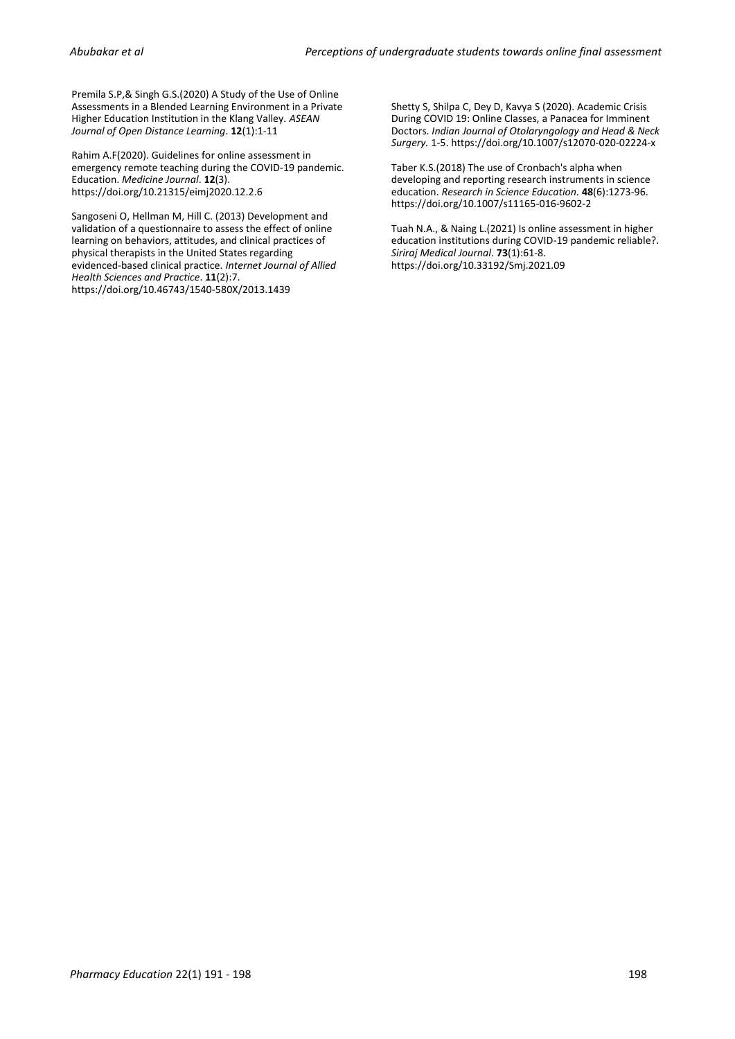Premila S.P,& Singh G.S.(2020) A Study of the Use of Online Assessments in a Blended Learning Environment in a Private Higher Education Institution in the Klang Valley. *ASEAN Journal of Open Distance Learning*. **12**(1):1-11

Rahim A.F(2020). Guidelines for online assessment in emergency remote teaching during the COVID-19 pandemic. Education. *Medicine Journal*. **12**(3). https://doi.org/10.21315/eimj2020.12.2.6

Sangoseni O, Hellman M, Hill C. (2013) Development and validation of a questionnaire to assess the effect of online learning on behaviors, attitudes, and clinical practices of physical therapists in the United States regarding evidenced-based clinical practice. *Internet Journal of Allied Health Sciences and Practice*. **11**(2):7. https://doi.org/10.46743/1540-580X/2013.1439

Shetty S, Shilpa C, Dey D, Kavya S (2020). Academic Crisis During COVID 19: Online Classes, a Panacea for Imminent Doctors. *Indian Journal of Otolaryngology and Head & Neck Surgery*. 1-5. https://doi.org/10.1007/s12070-020-02224-x

Taber K.S.(2018) The use of Cronbach's alpha when developing and reporting research instruments in science education. *Research in Science Education*. **48**(6):1273-96. https://doi.org/10.1007/s11165-016-9602-2

Tuah N.A., & Naing L.(2021) Is online assessment in higher education institutions during COVID-19 pandemic reliable?. *Siriraj Medical Journal*. **73**(1):61-8. https://doi.org/10.33192/Smj.2021.09